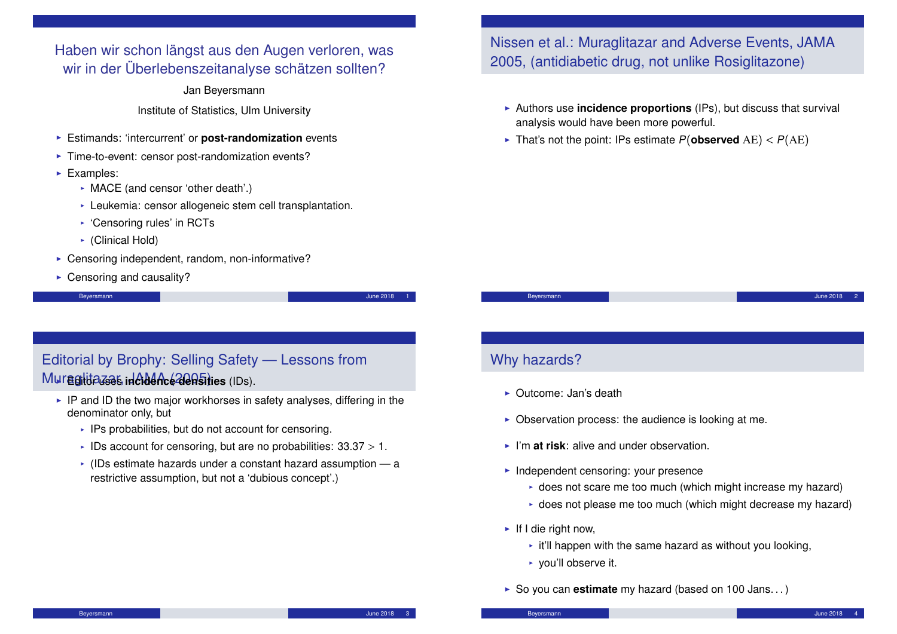## Haben wir schon längst aus den Augen verloren, was wir in der Überlebenszeitanalyse schätzen sollten?

Jan Beyersmann

Institute of Statistics, Ulm University

- Estimands: 'intercurrent' or **post-randomization** events
- Time-to-event: censor post-randomization events?
- Examples:
  - MACE (and censor 'other death'.)
  - Leukemia: censor allogeneic stem cell transplantation.
  - 'Censoring rules' in RCTs
  - (Clinical Hold)
- Censoring independent, random, non-informative?
- Censoring and causality?

## Nissen et al.: Muraglitazar and Adverse Events, JAMA 2005, (antidiabetic drug, not unlike Rosiglitazone)

- Authors use **incidence proportions** (IPs), but discuss that survival analysis would have been more powerful.
- That's not the point: IPs estimate $P(\textbf{observed}\ \mathrm{AE}) < P(\mathrm{AE})$

## Editorial by Brophy: Selling Safety — Lessons from Muraglitazar, JAMA (2005)

- Editor uses **incidence densities** (IDs).
- IP and ID the two major workhorses in safety analyses, differing in the denominator only, but
  - IPs probabilities, but do not account for censoring.
  - IDs account for censoring, but are no probabilities: $33.37 > 1$.
  - (IDs estimate hazards under a constant hazard assumption — a restrictive assumption, but not a 'dubious concept'.)

## Why hazards?

- Outcome: Jan's death
- Observation process: the audience is looking at me.
- I'm **at risk**: alive and under observation.
- Independent censoring: your presence
  - does not scare me too much (which might increase my hazard)
  - does not please me too much (which might decrease my hazard)
- If I die right now,
  - it'll happen with the same hazard as without you looking,
  - you'll observe it.
- So you can **estimate** my hazard (based on 100 Jans...)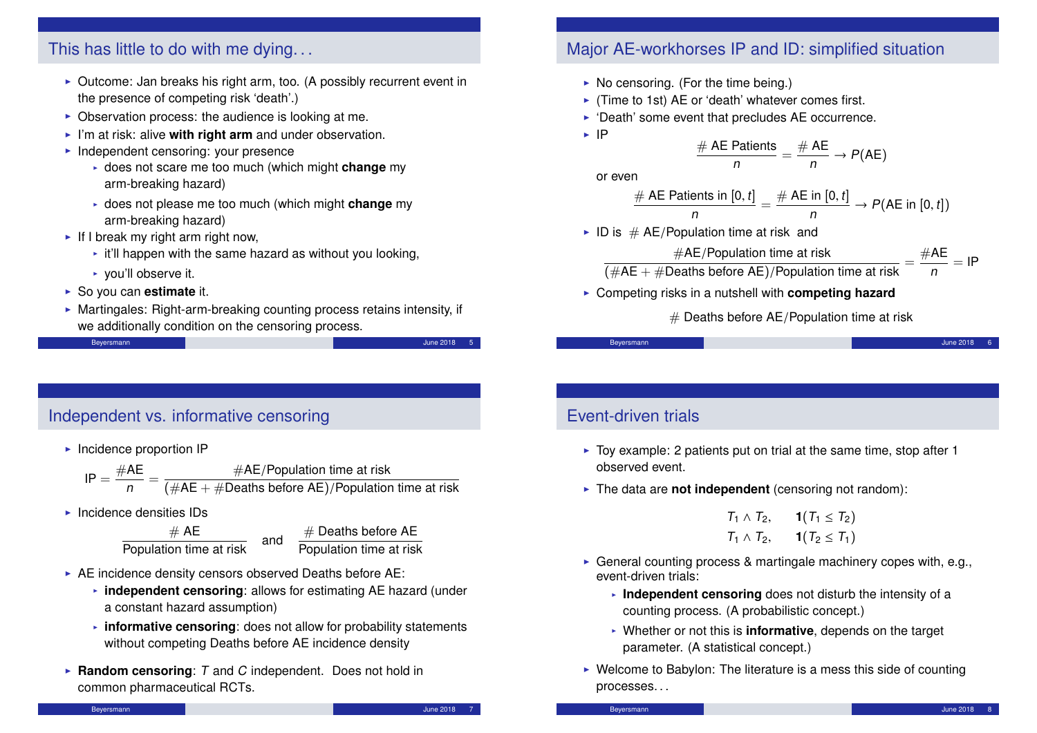## This has little to do with me dying...

- Outcome: Jan breaks his right arm, too. (A possibly recurrent event in the presence of competing risk 'death'.)
- Observation process: the audience is looking at me.
- I'm at risk: alive **with right arm** and under observation.
- Independent censoring: your presence
  - does not scare me too much (which might **change** my arm-breaking hazard)
  - does not please me too much (which might **change** my arm-breaking hazard)
- If I break my right arm right now,
  - it'll happen with the same hazard as without you looking,
  - you'll observe it.
- So you can **estimate** it.
- Martingales: Right-arm-breaking counting process retains intensity, if we additionally condition on the censoring process.

## Major AE-workhorses IP and ID: simplified situation

- No censoring. (For the time being.)
- (Time to 1st) AE or 'death' whatever comes first.
- 'Death' some event that precludes AE occurrence.
- IP

$$\frac{\#\text{ AE Patients}}{n} = \frac{\#\text{ AE}}{n} \to P(\text{AE})$$

  or even

$$\frac{\#\text{ AE Patients in } [0,t]}{n} = \frac{\#\text{ AE in } [0,t]}{n} \to P(\text{AE in } [0,t])$$

- ID is $\#$ AE/Population time at risk and

$$\frac{\#\text{AE}/\text{Population time at risk}}{(\#\text{AE} + \#\text{Deaths before AE})/\text{Population time at risk}} = \frac{\#\text{AE}}{n} = \text{IP}$$

- Competing risks in a nutshell with **competing hazard**

$$\#\text{ Deaths before AE}/\text{Population time at risk}$$

## Independent vs. informative censoring

- Incidence proportion IP

$$\text{IP} = \frac{\#\text{AE}}{n} = \frac{\#\text{AE}/\text{Population time at risk}}{(\#\text{AE} + \#\text{Deaths before AE})/\text{Population time at risk}}$$

- Incidence densities IDs

$$\frac{\#\text{ AE}}{\text{Population time at risk}} \quad \text{and} \quad \frac{\#\text{ Deaths before AE}}{\text{Population time at risk}}$$

- AE incidence density censors observed Deaths before AE:
  - **independent censoring**: allows for estimating AE hazard (under a constant hazard assumption)
  - **informative censoring**: does not allow for probability statements without competing Deaths before AE incidence density
- **Random censoring**: $T$ and $C$ independent. Does not hold in common pharmaceutical RCTs.

## Event-driven trials

- Toy example: 2 patients put on trial at the same time, stop after 1 observed event.
- The data are **not independent** (censoring not random):

$$T_1 \wedge T_2, \quad \mathbf{1}(T_1 \le T_2)$$
$$T_1 \wedge T_2, \quad \mathbf{1}(T_2 \le T_1)$$

- General counting process & martingale machinery copes with, e.g., event-driven trials:
  - **Independent censoring** does not disturb the intensity of a counting process. (A probabilistic concept.)
  - Whether or not this is **informative**, depends on the target parameter. (A statistical concept.)
- Welcome to Babylon: The literature is a mess this side of counting processes...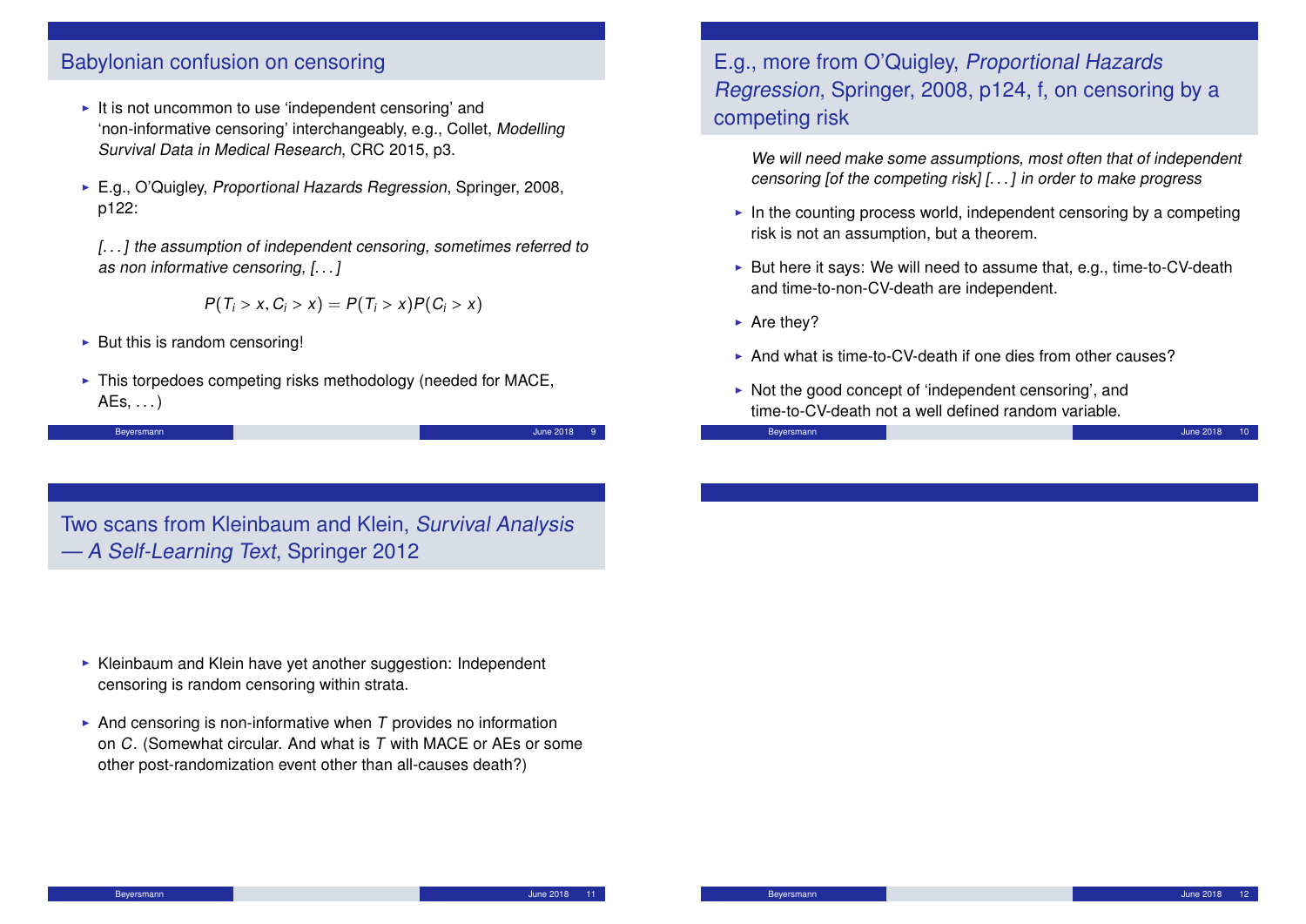## Babylonian confusion on censoring

- It is not uncommon to use 'independent censoring' and 'non-informative censoring' interchangeably, e.g., Collet, *Modelling Survival Data in Medical Research*, CRC 2015, p3.
- E.g., O'Quigley, *Proportional Hazards Regression*, Springer, 2008, p122:

  *[. . . ] the assumption of independent censoring, sometimes referred to as non informative censoring, [. . . ]*

  $$P(T_i > x, C_i > x) = P(T_i > x)P(C_i > x)$$

- But this is random censoring!
- This torpedoes competing risks methodology (needed for MACE, AEs, . . . )

## E.g., more from O'Quigley, *Proportional Hazards Regression*, Springer, 2008, p124, f, on censoring by a competing risk

*We will need make some assumptions, most often that of independent censoring [of the competing risk] [. . . ] in order to make progress*

- In the counting process world, independent censoring by a competing risk is not an assumption, but a theorem.
- But here it says: We will need to assume that, e.g., time-to-CV-death and time-to-non-CV-death are independent.
- Are they?
- And what is time-to-CV-death if one dies from other causes?
- Not the good concept of 'independent censoring', and time-to-CV-death not a well defined random variable.

## Two scans from Kleinbaum and Klein, *Survival Analysis — A Self-Learning Text*, Springer 2012

- Kleinbaum and Klein have yet another suggestion: Independent censoring is random censoring within strata.
- And censoring is non-informative when $T$ provides no information on $C$. (Somewhat circular. And what is $T$ with MACE or AEs or some other post-randomization event other than all-causes death?)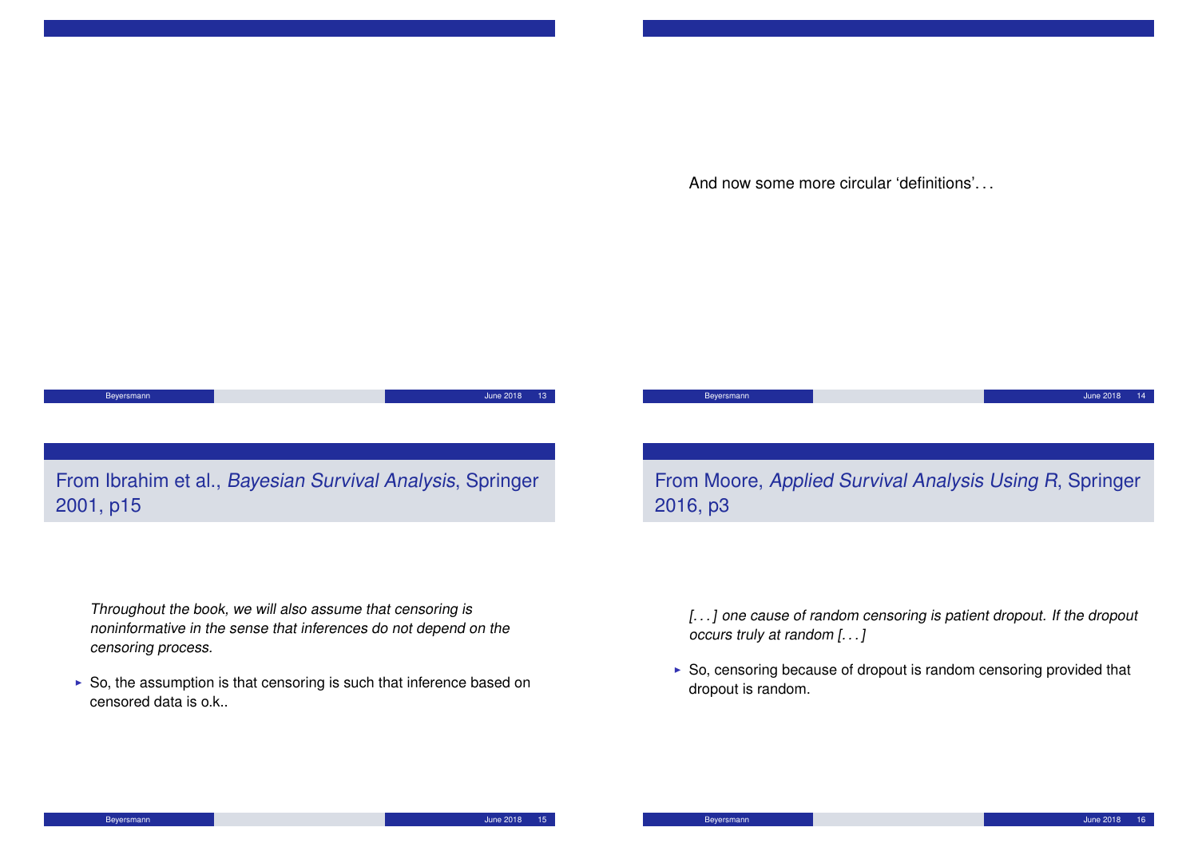And now some more circular 'definitions'...

## From Ibrahim et al., *Bayesian Survival Analysis*, Springer 2001, p15

*Throughout the book, we will also assume that censoring is noninformative in the sense that inferences do not depend on the censoring process.*

- So, the assumption is that censoring is such that inference based on censored data is o.k..

## From Moore, *Applied Survival Analysis Using R*, Springer 2016, p3

*[...] one cause of random censoring is patient dropout. If the dropout occurs truly at random [...]*

- So, censoring because of dropout is random censoring provided that dropout is random.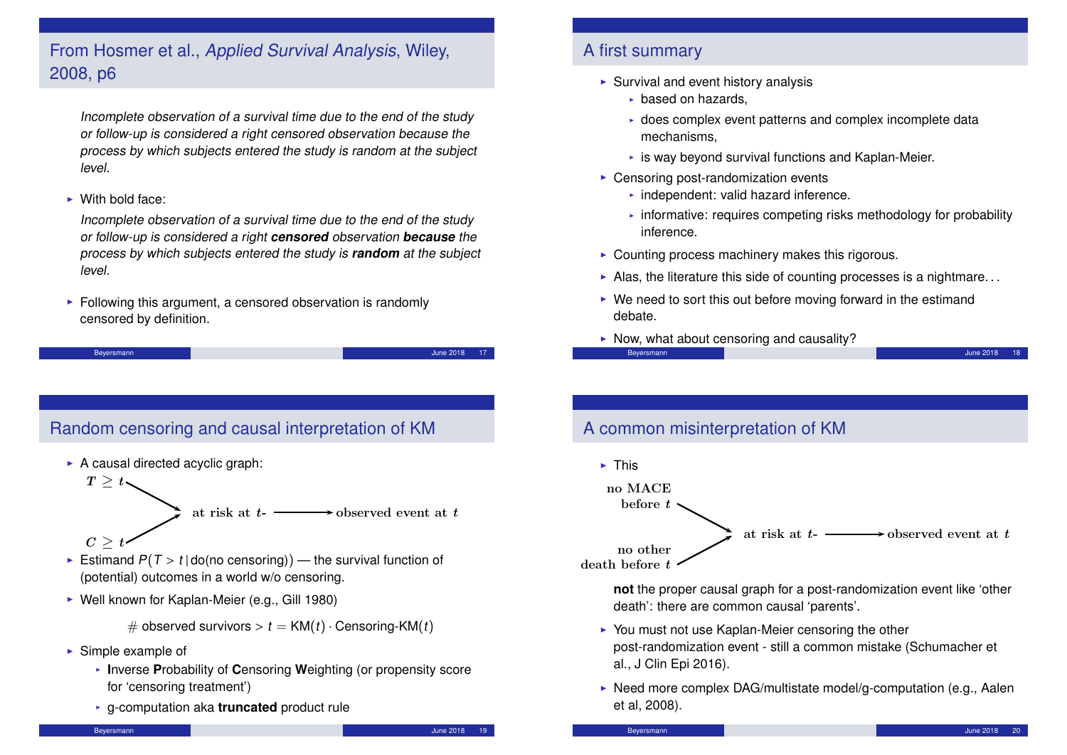## From Hosmer et al., *Applied Survival Analysis*, Wiley, 2008, p6

*Incomplete observation of a survival time due to the end of the study or follow-up is considered a right censored observation because the process by which subjects entered the study is random at the subject level.*

- With bold face:

  *Incomplete observation of a survival time due to the end of the study or follow-up is considered a right **censored** observation **because** the process by which subjects entered the study is **random** at the subject level.*

- Following this argument, a censored observation is randomly censored by definition.

## A first summary

- Survival and event history analysis
  - based on hazards,
  - does complex event patterns and complex incomplete data mechanisms,
  - is way beyond survival functions and Kaplan-Meier.
- Censoring post-randomization events
  - independent: valid hazard inference.
  - informative: requires competing risks methodology for probability inference.
- Counting process machinery makes this rigorous.
- Alas, the literature this side of counting processes is a nightmare...
- We need to sort this out before moving forward in the estimand debate.
- Now, what about censoring and causality?

## Random censoring and causal interpretation of KM

- A causal directed acyclic graph:

  $T \geq t$ → at risk at $t$- → observed event at $t$

  $C \geq t$ → at risk at $t$-

- Estimand $P(T > t \,|\, \text{do(no censoring)})$ — the survival function of (potential) outcomes in a world w/o censoring.
- Well known for Kaplan-Meier (e.g., Gill 1980)

  $$\#\text{ observed survivors} > t = \text{KM}(t) \cdot \text{Censoring-KM}(t)$$

- Simple example of
  - **I**nverse **P**robability of **C**ensoring **W**eighting (or propensity score for 'censoring treatment')
  - g-computation aka **truncated** product rule

## A common misinterpretation of KM

- This

  no MACE before $t$ → at risk at $t$- → observed event at $t$

  no other death before $t$ → at risk at $t$-

  **not** the proper causal graph for a post-randomization event like 'other death': there are common causal 'parents'.

- You must not use Kaplan-Meier censoring the other post-randomization event - still a common mistake (Schumacher et al., J Clin Epi 2016).
- Need more complex DAG/multistate model/g-computation (e.g., Aalen et al, 2008).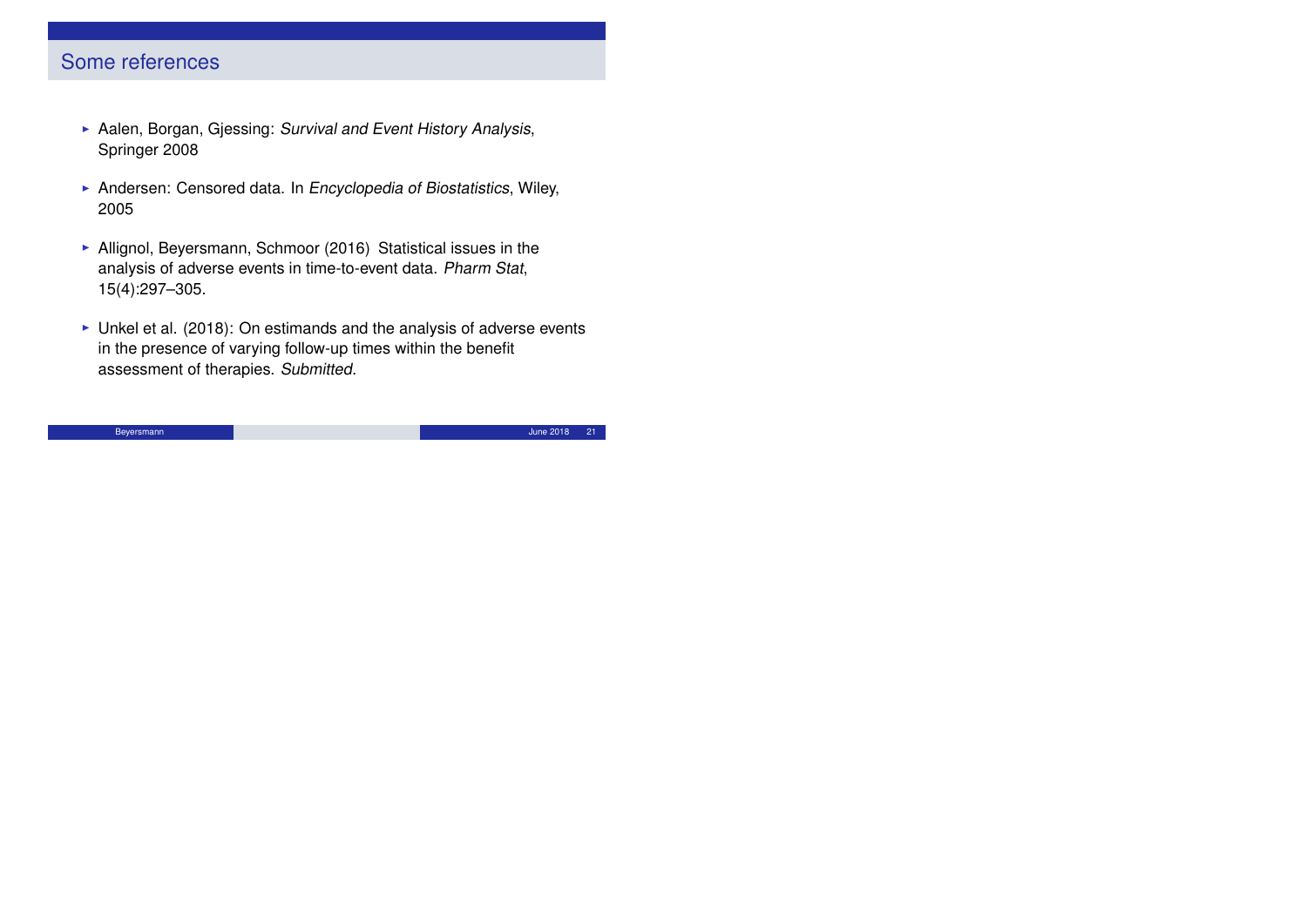## Some references

- Aalen, Borgan, Gjessing: *Survival and Event History Analysis*, Springer 2008
- Andersen: Censored data. In *Encyclopedia of Biostatistics*, Wiley, 2005
- Allignol, Beyersmann, Schmoor (2016) Statistical issues in the analysis of adverse events in time-to-event data. *Pharm Stat*, 15(4):297–305.
- Unkel et al. (2018): On estimands and the analysis of adverse events in the presence of varying follow-up times within the benefit assessment of therapies. *Submitted.*